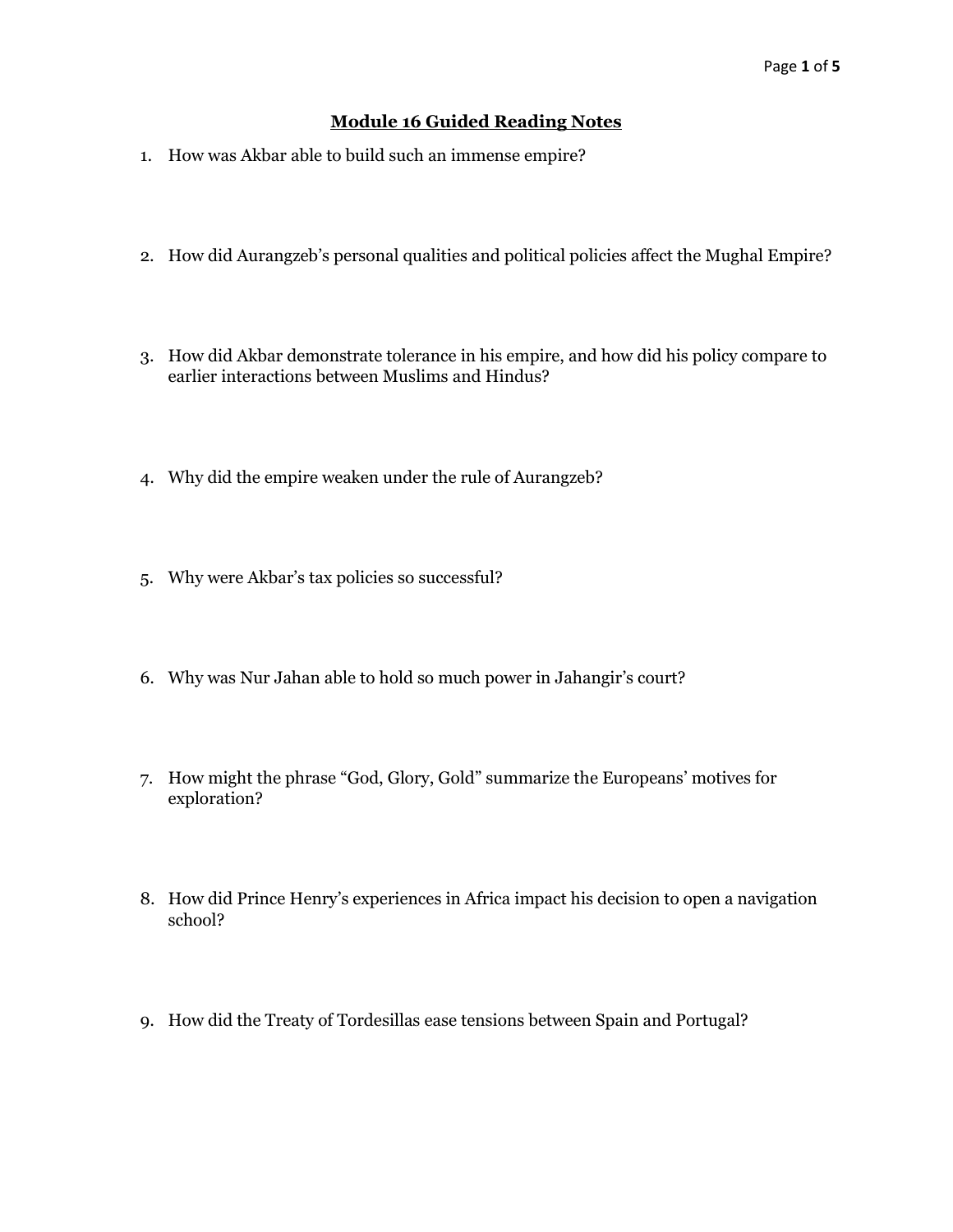# Module 16 Guided Reading Notes

1. How was Akbar able to build such an immense empire?

2. How did Aurangzeb's personal qualities and political policies affect the Mughal Empire?

3. How did Akbar demonstrate tolerance in his empire, and how did his policy compare to earlier interactions between Muslims and Hindus?

4. Why did the empire weaken under the rule of Aurangzeb?

5. Why were Akbar's tax policies so successful?

6. Why was Nur Jahan able to hold so much power in Jahangir's court?

7. How might the phrase "God, Glory, Gold" summarize the Europeans' motives for exploration?

8. How did Prince Henry's experiences in Africa impact his decision to open a navigation school?

9. How did the Treaty of Tordesillas ease tensions between Spain and Portugal?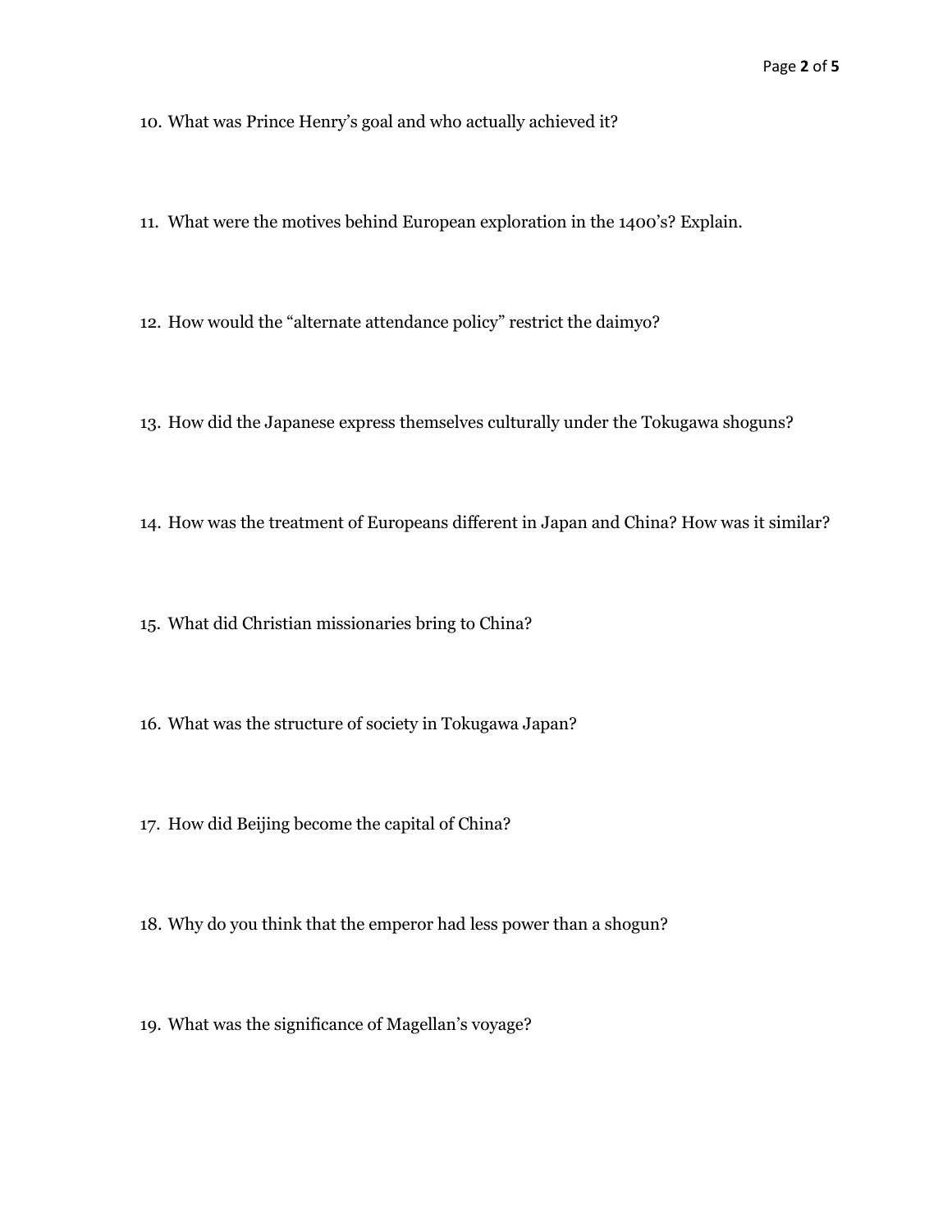10. What was Prince Henry's goal and who actually achieved it?

11. What were the motives behind European exploration in the 1400's? Explain.

12. How would the "alternate attendance policy" restrict the daimyo?

13. How did the Japanese express themselves culturally under the Tokugawa shoguns?

14. How was the treatment of Europeans different in Japan and China? How was it similar?

15. What did Christian missionaries bring to China?

16. What was the structure of society in Tokugawa Japan?

17. How did Beijing become the capital of China?

18. Why do you think that the emperor had less power than a shogun?

19. What was the significance of Magellan's voyage?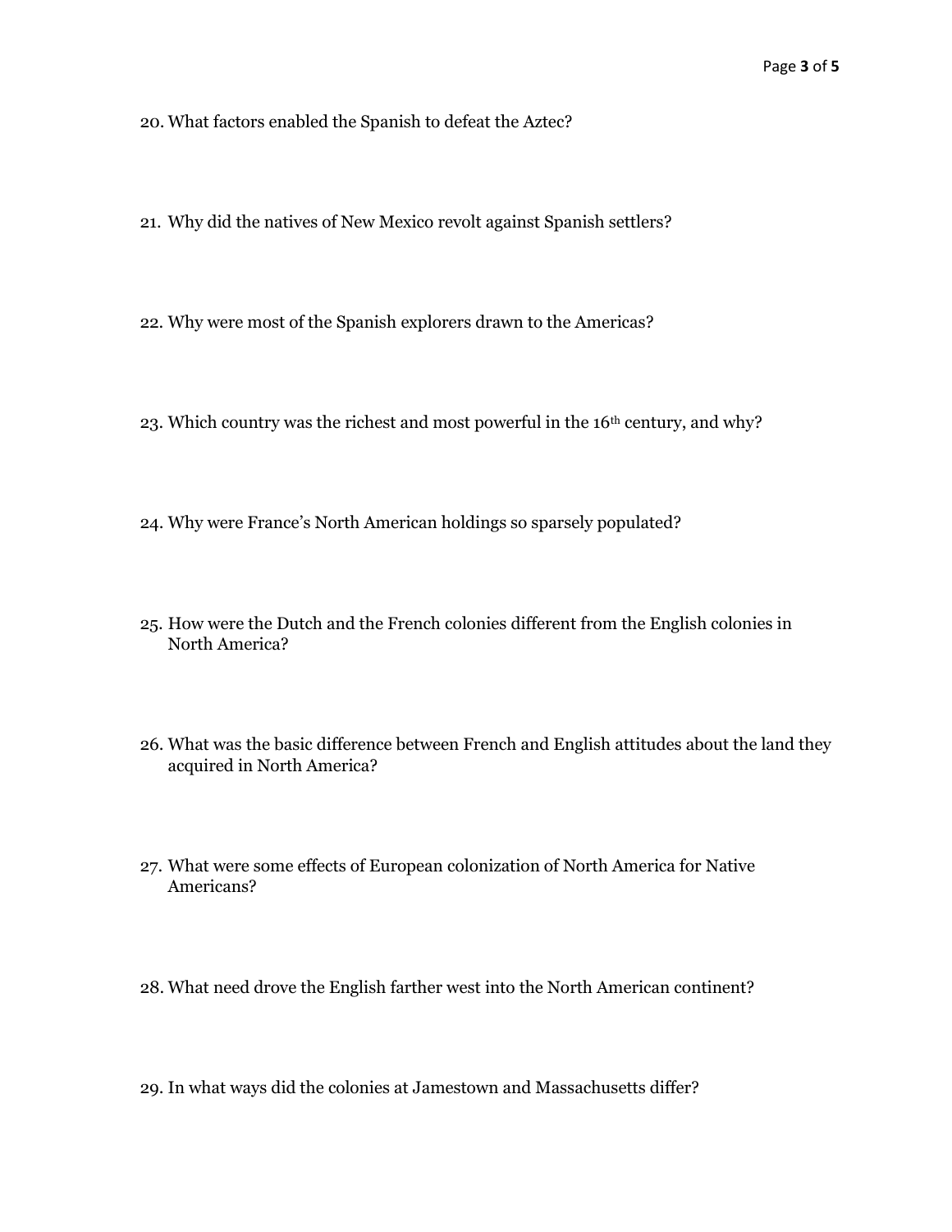20. What factors enabled the Spanish to defeat the Aztec?

21. Why did the natives of New Mexico revolt against Spanish settlers?

22. Why were most of the Spanish explorers drawn to the Americas?

23. Which country was the richest and most powerful in the 16th century, and why?

24. Why were France's North American holdings so sparsely populated?

25. How were the Dutch and the French colonies different from the English colonies in North America?

26. What was the basic difference between French and English attitudes about the land they acquired in North America?

27. What were some effects of European colonization of North America for Native Americans?

28. What need drove the English farther west into the North American continent?

29. In what ways did the colonies at Jamestown and Massachusetts differ?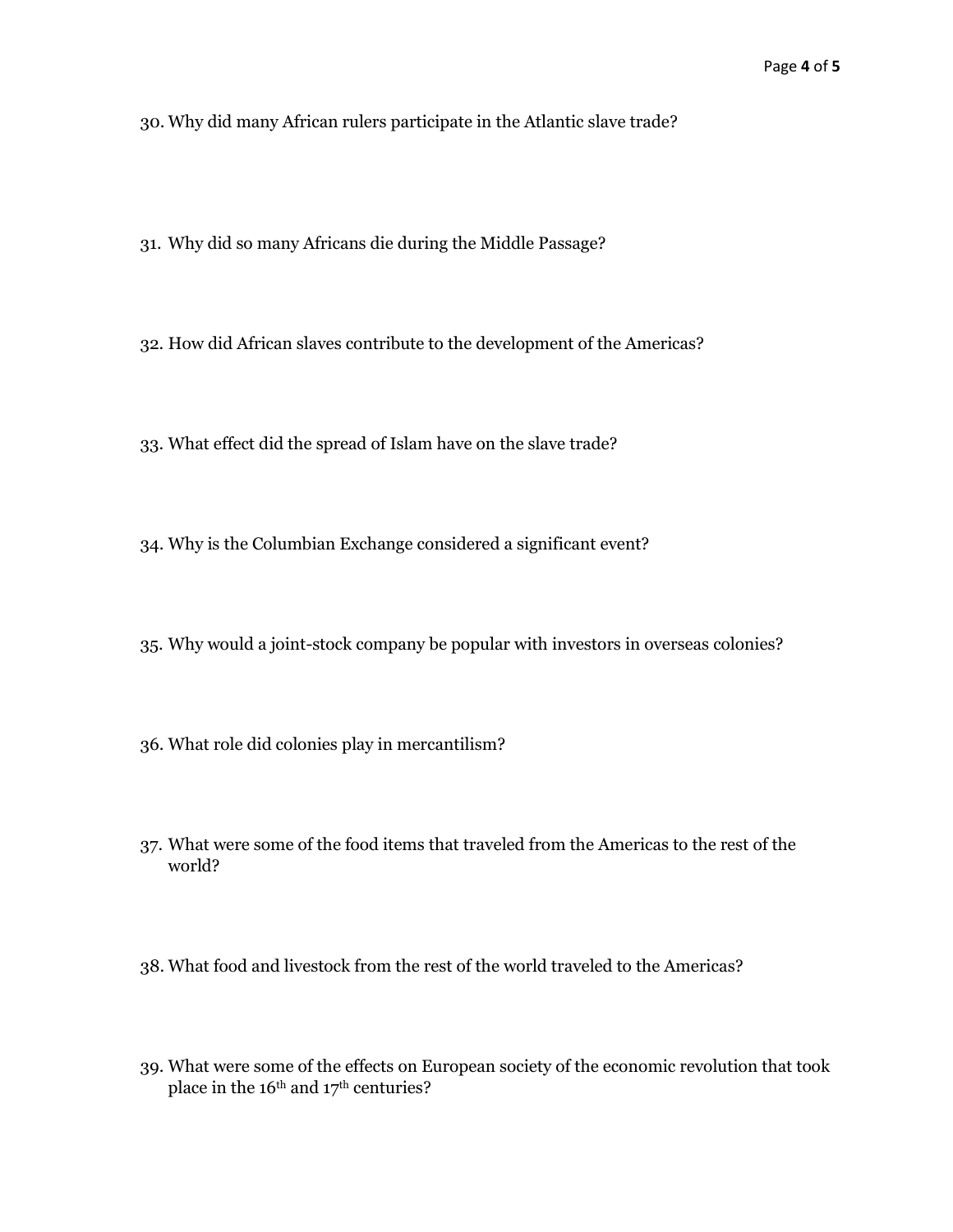30. Why did many African rulers participate in the Atlantic slave trade?

31. Why did so many Africans die during the Middle Passage?

32. How did African slaves contribute to the development of the Americas?

33. What effect did the spread of Islam have on the slave trade?

34. Why is the Columbian Exchange considered a significant event?

35. Why would a joint-stock company be popular with investors in overseas colonies?

36. What role did colonies play in mercantilism?

37. What were some of the food items that traveled from the Americas to the rest of the world?

38. What food and livestock from the rest of the world traveled to the Americas?

39. What were some of the effects on European society of the economic revolution that took place in the 16th and 17th centuries?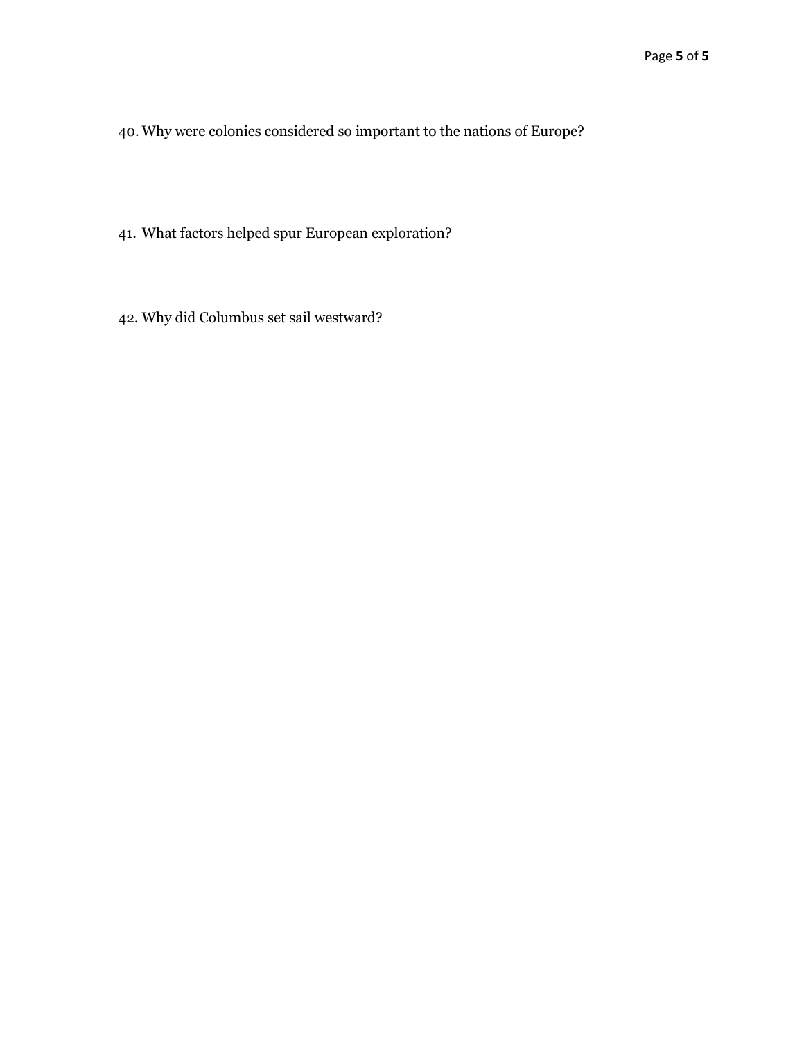40. Why were colonies considered so important to the nations of Europe?

41. What factors helped spur European exploration?

42. Why did Columbus set sail westward?